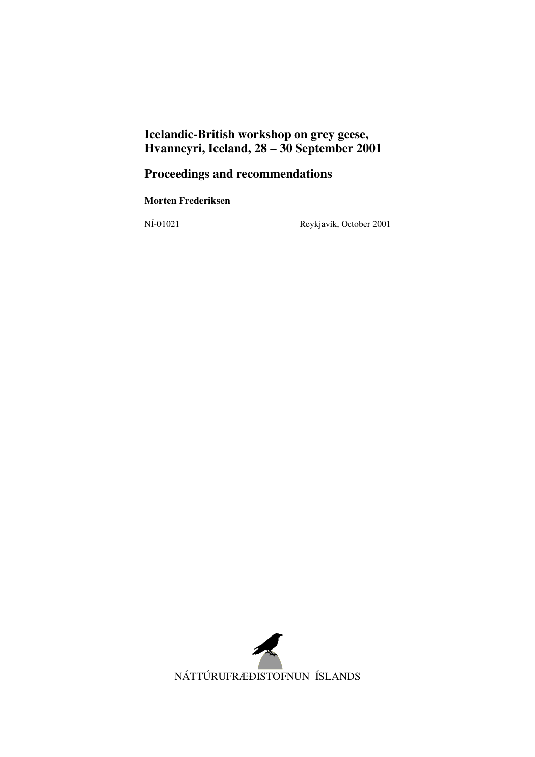# Icelandic-British workshop on grey geese, Hvanneyri, Iceland, 28 – 30 September 2001

## Proceedings and recommendations

**Morten Frederiksen**

NÍ-01021 Reykjavík, October 2001

NÁTTÚRUFRÆÐISTOFNUN ÍSLANDS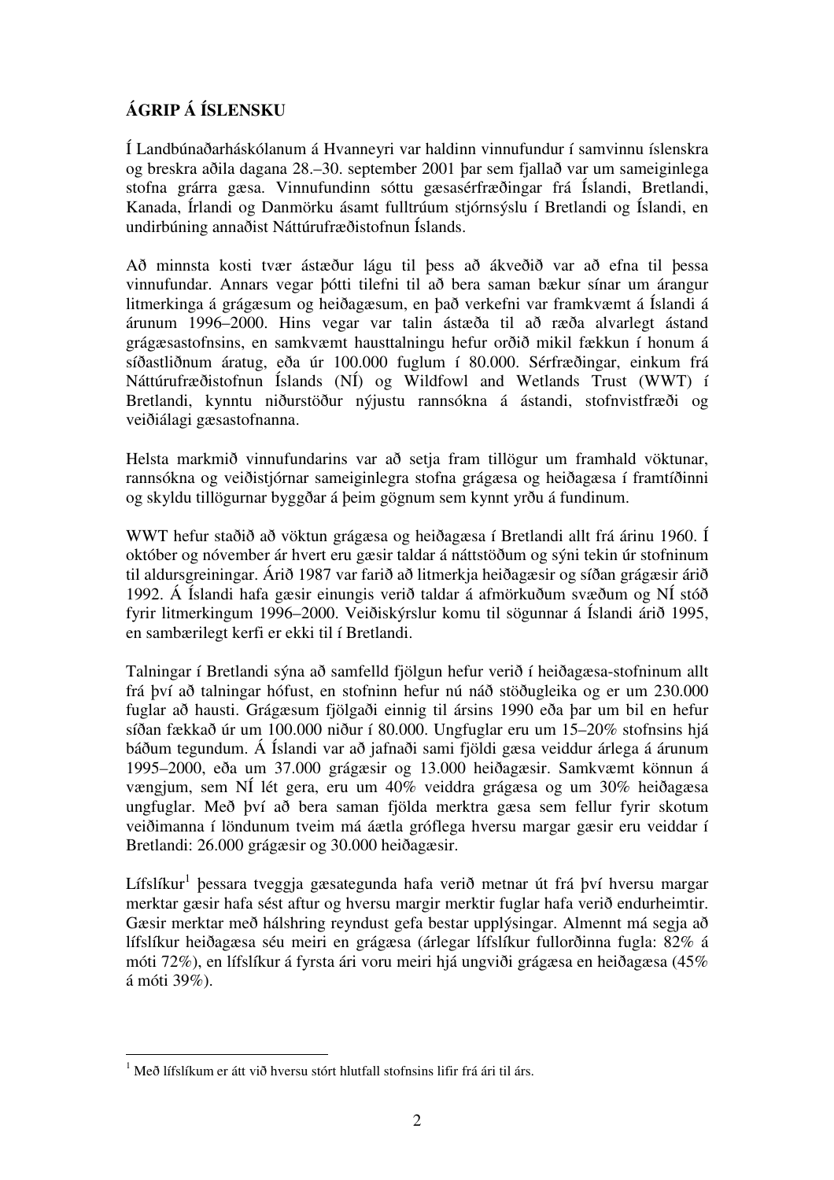**ÁGRIP Á ÍSLENSKU**

Í Landbúnaðarháskólanum á Hvanneyri var haldinn vinnufundur í samvinnu íslenskra og breskra aðila dagana 28.–30. september 2001 þar sem fjallað var um sameiginlega stofna grárra gæsa. Vinnufundinn sóttu gæsasérfræðingar frá Íslandi, Bretlandi, Kanada, Írlandi og Danmörku ásamt fulltrúum stjórnsýslu í Bretlandi og Íslandi, en undirbúning annaðist Náttúrufræðistofnun Íslands.

Að minnsta kosti tvær ástæður lágu til þess að ákveðið var að efna til þessa vinnufundar. Annars vegar þótti tilefni til að bera saman bækur sínar um árangur litmerkinga á grágæsum og heiðagæsum, en það verkefni var framkvæmt á Íslandi á árunum 1996–2000. Hins vegar var talin ástæða til að ræða alvarlegt ástand grágæsastofnsins, en samkvæmt hausttalningu hefur orðið mikil fækkun í honum á síðastliðnum áratug, eða úr 100.000 fuglum í 80.000. Sérfræðingar, einkum frá Náttúrufræðistofnun Íslands (NÍ) og Wildfowl and Wetlands Trust (WWT) í Bretlandi, kynntu niðurstöður nýjustu rannsókna á ástandi, stofnvistfræði og veiðiálagi gæsastofnanna.

Helsta markmið vinnufundarins var að setja fram tillögur um framhald vöktunar, rannsókna og veiðistjórnar sameiginlegra stofna grágæsa og heiðagæsa í framtíðinni og skyldu tillögurnar byggðar á þeim gögnum sem kynnt yrðu á fundinum.

WWT hefur staðið að vöktun grágæsa og heiðagæsa í Bretlandi allt frá árinu 1960. Í október og nóvember ár hvert eru gæsir taldar á náttstöðum og sýni tekin úr stofninum til aldursgreiningar. Árið 1987 var farið að litmerkja heiðagæsir og síðan grágæsir árið 1992. Á Íslandi hafa gæsir einungis verið taldar á afmörkuðum svæðum og NÍ stóð fyrir litmerkingum 1996–2000. Veiðiskýrslur komu til sögunnar á Íslandi árið 1995, en sambærilegt kerfi er ekki til í Bretlandi.

Talningar í Bretlandi sýna að samfelld fjölgun hefur verið í heiðagæsa-stofninum allt frá því að talningar hófust, en stofninn hefur nú náð stöðugleika og er um 230.000 fuglar að hausti. Grágæsum fjölgaði einnig til ársins 1990 eða þar um bil en hefur síðan fækkað úr um 100.000 niður í 80.000. Ungfuglar eru um 15–20% stofnsins hjá báðum tegundum. Á Íslandi var að jafnaði sami fjöldi gæsa veiddur árlega á árunum 1995–2000, eða um 37.000 grágæsir og 13.000 heiðagæsir. Samkvæmt könnun á vængjum, sem NÍ lét gera, eru um 40% veiddra grágæsa og um 30% heiðagæsa ungfuglar. Með því að bera saman fjölda merktra gæsa sem fellur fyrir skotum veiðimanna í löndunum tveim má áætla gróflega hversu margar gæsir eru veiddar í Bretlandi: 26.000 grágæsir og 30.000 heiðagæsir.

Lífslíkur[1] þessara tveggja gæsategunda hafa verið metnar út frá því hversu margar merktar gæsir hafa sést aftur og hversu margir merktir fuglar hafa verið endurheimtir. Gæsir merktar með hálshring reyndust gefa bestar upplýsingar. Almennt má segja að lífslíkur heiðagæsa séu meiri en grágæsa (árlegar lífslíkur fullorðinna fugla: 82% á móti 72%), en lífslíkur á fyrsta ári voru meiri hjá ungviði grágæsa en heiðagæsa (45% á móti 39%).

[1] Með lífslíkum er átt við hversu stórt hlutfall stofnsins lifir frá ári til árs.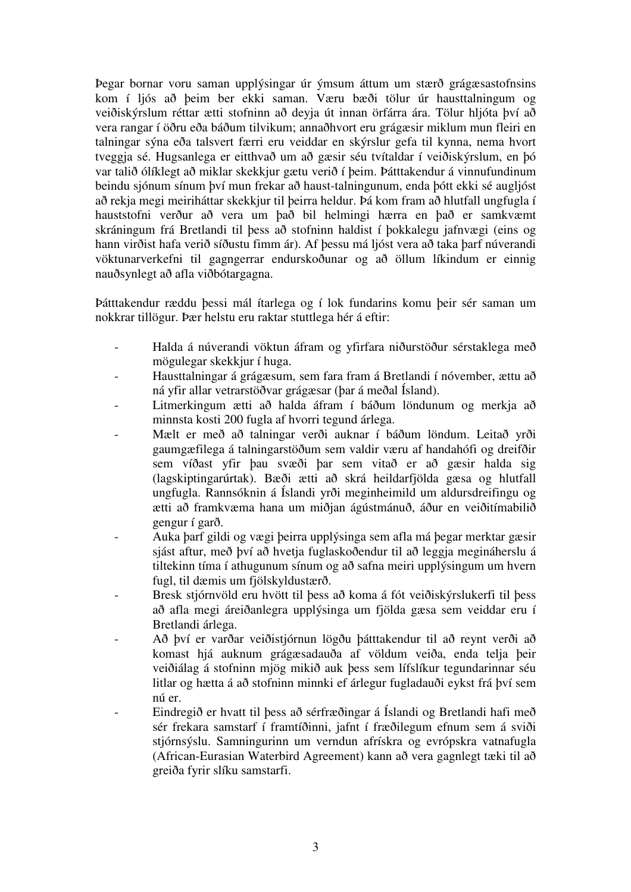Þegar bornar voru saman upplýsingar úr ýmsum áttum um stærð grágæsastofnsins kom í ljós að þeim ber ekki saman. Væru bæði tölur úr hausttalningum og veiðiskýrslum réttar ætti stofninn að deyja út innan örfárra ára. Tölur hljóta því að vera rangar í öðru eða báðum tilvikum; annaðhvort eru grágæsir miklum mun fleiri en talningar sýna eða talsvert færri eru veiddar en skýrslur gefa til kynna, nema hvort tveggja sé. Hugsanlega er eitthvað um að gæsir séu tvítaldar í veiðiskýrslum, en þó var talið ólíklegt að miklar skekkjur gætu verið í þeim. Þátttakendur á vinnufundinum beindu sjónum sínum því mun frekar að haust-talningunum, enda þótt ekki sé augljóst að rekja megi meiriháttar skekkjur til þeirra heldur. Þá kom fram að hlutfall ungfugla í hauststofni verður að vera um það bil helmingi hærra en það er samkvæmt skráningum frá Bretlandi til þess að stofninn haldist í þokkalegu jafnvægi (eins og hann virðist hafa verið síðustu fimm ár). Af þessu má ljóst vera að taka þarf núverandi vöktunarverkefni til gagngerrar endurskoðunar og að öllum líkindum er einnig nauðsynlegt að afla viðbótargagna.

Þátttakendur ræddu þessi mál ítarlega og í lok fundarins komu þeir sér saman um nokkrar tillögur. Þær helstu eru raktar stuttlega hér á eftir:

- Halda á núverandi vöktun áfram og yfirfara niðurstöður sérstaklega með mögulegar skekkjur í huga.
- Hausttalningar á grágæsum, sem fara fram á Bretlandi í nóvember, ættu að ná yfir allar vetrarstöðvar grágæsar (þar á meðal Ísland).
- Litmerkingum ætti að halda áfram í báðum löndunum og merkja að minnsta kosti 200 fugla af hvorri tegund árlega.
- Mælt er með að talningar verði auknar í báðum löndum. Leitað yrði gaumgæfilega á talningarstöðum sem valdir væru af handahófi og dreifðir sem víðast yfir þau svæði þar sem vitað er að gæsir halda sig (lagskiptingarúrtak). Bæði ætti að skrá heildarfjölda gæsa og hlutfall ungfugla. Rannsóknin á Íslandi yrði meginheimild um aldursdreifingu og ætti að framkvæma hana um miðjan ágústmánuð, áður en veiðitímabilið gengur í garð.
- Auka þarf gildi og vægi þeirra upplýsinga sem afla má þegar merktar gæsir sjást aftur, með því að hvetja fuglaskoðendur til að leggja megináherslu á tiltekinn tíma í athugunum sínum og að safna meiri upplýsingum um hvern fugl, til dæmis um fjölskyldustærð.
- Bresk stjórnvöld eru hvött til þess að koma á fót veiðiskýrslukerfi til þess að afla megi áreiðanlegra upplýsinga um fjölda gæsa sem veiddar eru í Bretlandi árlega.
- Að því er varðar veiðistjórnun lögðu þátttakendur til að reynt verði að komast hjá auknum grágæsadauða af völdum veiða, enda telja þeir veiðiálag á stofninn mjög mikið auk þess sem lífslíkur tegundarinnar séu litlar og hætta á að stofninn minnki ef árlegur fugladauði eykst frá því sem nú er.
- Eindregið er hvatt til þess að sérfræðingar á Íslandi og Bretlandi hafi með sér frekara samstarf í framtíðinni, jafnt í fræðilegum efnum sem á sviði stjórnsýslu. Samningurinn um verndun afrískra og evrópskra vatnafugla (African-Eurasian Waterbird Agreement) kann að vera gagnlegt tæki til að greiða fyrir slíku samstarfi.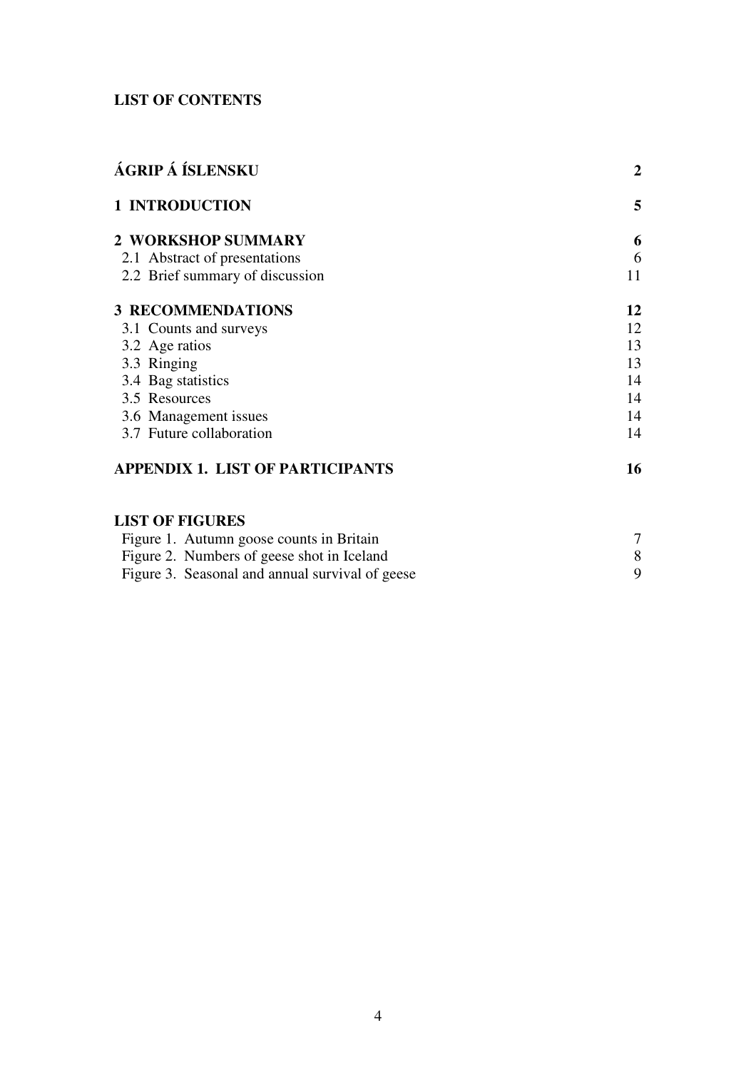# LIST OF CONTENTS

| | |
|---|---|
| **ÁGRIP Á ÍSLENSKU** | **2** |
| **1 INTRODUCTION** | **5** |
| **2 WORKSHOP SUMMARY** | **6** |
| 2.1 Abstract of presentations | 6 |
| 2.2 Brief summary of discussion | 11 |
| **3 RECOMMENDATIONS** | **12** |
| 3.1 Counts and surveys | 12 |
| 3.2 Age ratios | 13 |
| 3.3 Ringing | 13 |
| 3.4 Bag statistics | 14 |
| 3.5 Resources | 14 |
| 3.6 Management issues | 14 |
| 3.7 Future collaboration | 14 |
| **APPENDIX 1. LIST OF PARTICIPANTS** | **16** |

## LIST OF FIGURES

| | |
|---|---|
| Figure 1. Autumn goose counts in Britain | 7 |
| Figure 2. Numbers of geese shot in Iceland | 8 |
| Figure 3. Seasonal and annual survival of geese | 9 |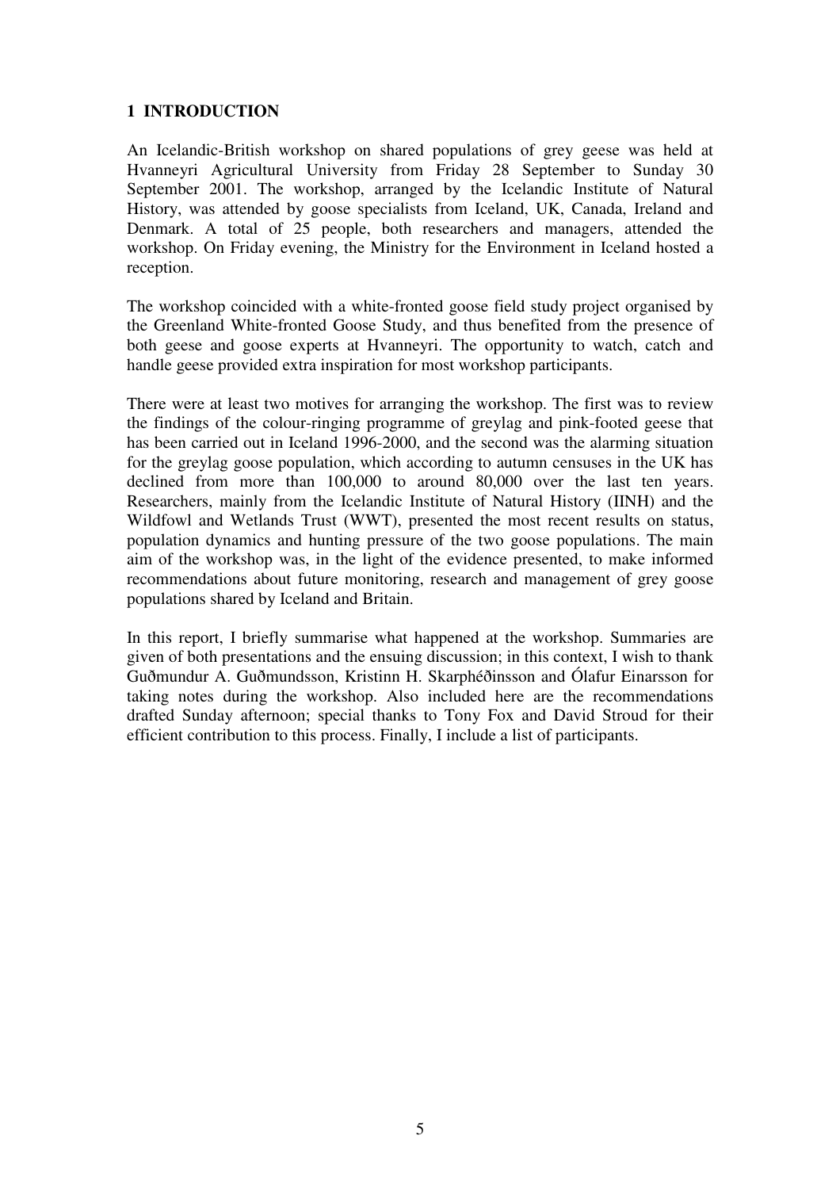# 1 INTRODUCTION

An Icelandic-British workshop on shared populations of grey geese was held at Hvanneyri Agricultural University from Friday 28 September to Sunday 30 September 2001. The workshop, arranged by the Icelandic Institute of Natural History, was attended by goose specialists from Iceland, UK, Canada, Ireland and Denmark. A total of 25 people, both researchers and managers, attended the workshop. On Friday evening, the Ministry for the Environment in Iceland hosted a reception.

The workshop coincided with a white-fronted goose field study project organised by the Greenland White-fronted Goose Study, and thus benefited from the presence of both geese and goose experts at Hvanneyri. The opportunity to watch, catch and handle geese provided extra inspiration for most workshop participants.

There were at least two motives for arranging the workshop. The first was to review the findings of the colour-ringing programme of greylag and pink-footed geese that has been carried out in Iceland 1996-2000, and the second was the alarming situation for the greylag goose population, which according to autumn censuses in the UK has declined from more than 100,000 to around 80,000 over the last ten years. Researchers, mainly from the Icelandic Institute of Natural History (IINH) and the Wildfowl and Wetlands Trust (WWT), presented the most recent results on status, population dynamics and hunting pressure of the two goose populations. The main aim of the workshop was, in the light of the evidence presented, to make informed recommendations about future monitoring, research and management of grey goose populations shared by Iceland and Britain.

In this report, I briefly summarise what happened at the workshop. Summaries are given of both presentations and the ensuing discussion; in this context, I wish to thank Guðmundur A. Guðmundsson, Kristinn H. Skarphéðinsson and Ólafur Einarsson for taking notes during the workshop. Also included here are the recommendations drafted Sunday afternoon; special thanks to Tony Fox and David Stroud for their efficient contribution to this process. Finally, I include a list of participants.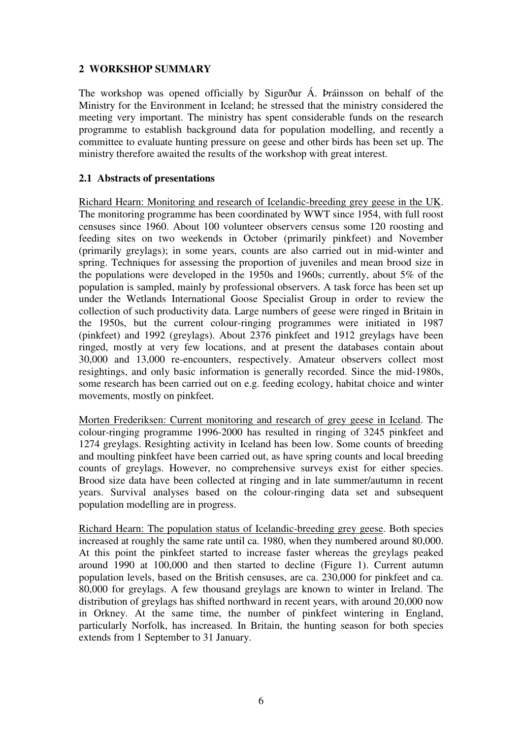## 2 WORKSHOP SUMMARY

The workshop was opened officially by Sigurður Á. Þráinsson on behalf of the Ministry for the Environment in Iceland; he stressed that the ministry considered the meeting very important. The ministry has spent considerable funds on the research programme to establish background data for population modelling, and recently a committee to evaluate hunting pressure on geese and other birds has been set up. The ministry therefore awaited the results of the workshop with great interest.

### 2.1 Abstracts of presentations

Richard Hearn: Monitoring and research of Icelandic-breeding grey geese in the UK. The monitoring programme has been coordinated by WWT since 1954, with full roost censuses since 1960. About 100 volunteer observers census some 120 roosting and feeding sites on two weekends in October (primarily pinkfeet) and November (primarily greylags); in some years, counts are also carried out in mid-winter and spring. Techniques for assessing the proportion of juveniles and mean brood size in the populations were developed in the 1950s and 1960s; currently, about 5% of the population is sampled, mainly by professional observers. A task force has been set up under the Wetlands International Goose Specialist Group in order to review the collection of such productivity data. Large numbers of geese were ringed in Britain in the 1950s, but the current colour-ringing programmes were initiated in 1987 (pinkfeet) and 1992 (greylags). About 2376 pinkfeet and 1912 greylags have been ringed, mostly at very few locations, and at present the databases contain about 30,000 and 13,000 re-encounters, respectively. Amateur observers collect most resightings, and only basic information is generally recorded. Since the mid-1980s, some research has been carried out on e.g. feeding ecology, habitat choice and winter movements, mostly on pinkfeet.

Morten Frederiksen: Current monitoring and research of grey geese in Iceland. The colour-ringing programme 1996-2000 has resulted in ringing of 3245 pinkfeet and 1274 greylags. Resighting activity in Iceland has been low. Some counts of breeding and moulting pinkfeet have been carried out, as have spring counts and local breeding counts of greylags. However, no comprehensive surveys exist for either species. Brood size data have been collected at ringing and in late summer/autumn in recent years. Survival analyses based on the colour-ringing data set and subsequent population modelling are in progress.

Richard Hearn: The population status of Icelandic-breeding grey geese. Both species increased at roughly the same rate until ca. 1980, when they numbered around 80,000. At this point the pinkfeet started to increase faster whereas the greylags peaked around 1990 at 100,000 and then started to decline (Figure 1). Current autumn population levels, based on the British censuses, are ca. 230,000 for pinkfeet and ca. 80,000 for greylags. A few thousand greylags are known to winter in Ireland. The distribution of greylags has shifted northward in recent years, with around 20,000 now in Orkney. At the same time, the number of pinkfeet wintering in England, particularly Norfolk, has increased. In Britain, the hunting season for both species extends from 1 September to 31 January.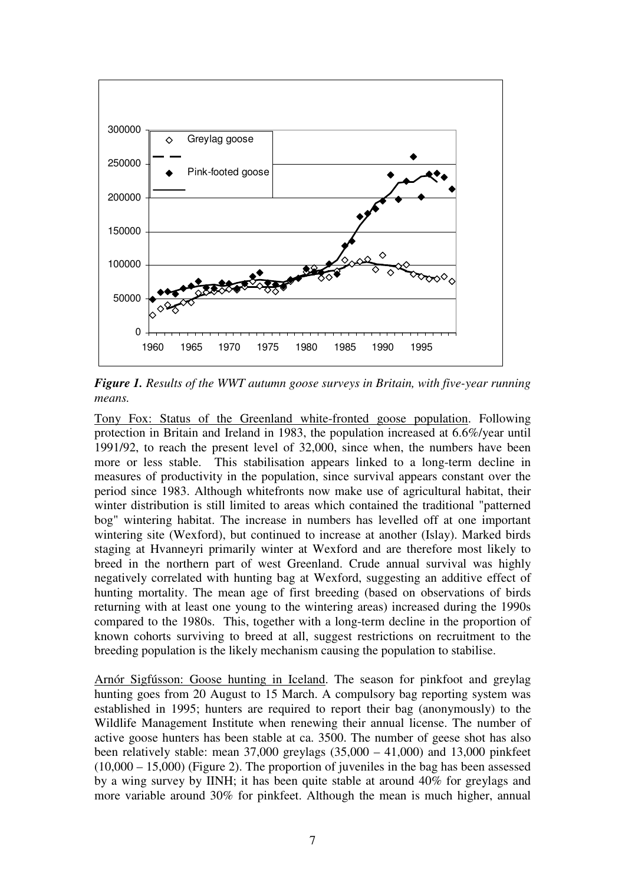*Figure 1. Results of the WWT autumn goose surveys in Britain, with five-year running means.*

Tony Fox: Status of the Greenland white-fronted goose population. Following protection in Britain and Ireland in 1983, the population increased at 6.6%/year until 1991/92, to reach the present level of 32,000, since when, the numbers have been more or less stable. This stabilisation appears linked to a long-term decline in measures of productivity in the population, since survival appears constant over the period since 1983. Although whitefronts now make use of agricultural habitat, their winter distribution is still limited to areas which contained the traditional "patterned bog" wintering habitat. The increase in numbers has levelled off at one important wintering site (Wexford), but continued to increase at another (Islay). Marked birds staging at Hvanneyri primarily winter at Wexford and are therefore most likely to breed in the northern part of west Greenland. Crude annual survival was highly negatively correlated with hunting bag at Wexford, suggesting an additive effect of hunting mortality. The mean age of first breeding (based on observations of birds returning with at least one young to the wintering areas) increased during the 1990s compared to the 1980s. This, together with a long-term decline in the proportion of known cohorts surviving to breed at all, suggest restrictions on recruitment to the breeding population is the likely mechanism causing the population to stabilise.

Arnór Sigfússon: Goose hunting in Iceland. The season for pinkfoot and greylag hunting goes from 20 August to 15 March. A compulsory bag reporting system was established in 1995; hunters are required to report their bag (anonymously) to the Wildlife Management Institute when renewing their annual license. The number of active goose hunters has been stable at ca. 3500. The number of geese shot has also been relatively stable: mean 37,000 greylags (35,000 – 41,000) and 13,000 pinkfeet (10,000 – 15,000) (Figure 2). The proportion of juveniles in the bag has been assessed by a wing survey by IINH; it has been quite stable at around 40% for greylags and more variable around 30% for pinkfeet. Although the mean is much higher, annual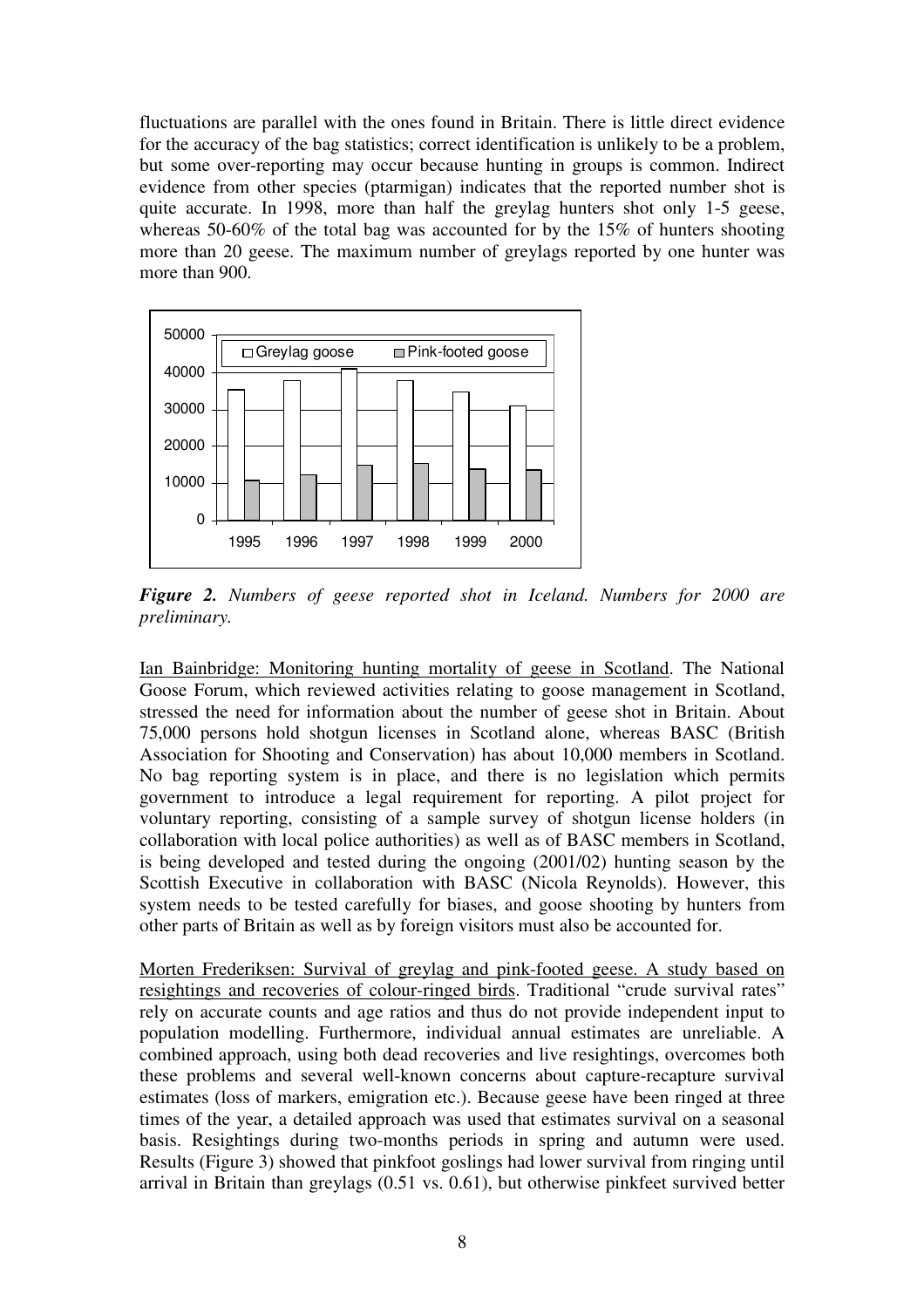fluctuations are parallel with the ones found in Britain. There is little direct evidence for the accuracy of the bag statistics; correct identification is unlikely to be a problem, but some over-reporting may occur because hunting in groups is common. Indirect evidence from other species (ptarmigan) indicates that the reported number shot is quite accurate. In 1998, more than half the greylag hunters shot only 1-5 geese, whereas 50-60% of the total bag was accounted for by the 15% of hunters shooting more than 20 geese. The maximum number of greylags reported by one hunter was more than 900.

***Figure 2.*** *Numbers of geese reported shot in Iceland. Numbers for 2000 are preliminary.*

Ian Bainbridge: Monitoring hunting mortality of geese in Scotland. The National Goose Forum, which reviewed activities relating to goose management in Scotland, stressed the need for information about the number of geese shot in Britain. About 75,000 persons hold shotgun licenses in Scotland alone, whereas BASC (British Association for Shooting and Conservation) has about 10,000 members in Scotland. No bag reporting system is in place, and there is no legislation which permits government to introduce a legal requirement for reporting. A pilot project for voluntary reporting, consisting of a sample survey of shotgun license holders (in collaboration with local police authorities) as well as of BASC members in Scotland, is being developed and tested during the ongoing (2001/02) hunting season by the Scottish Executive in collaboration with BASC (Nicola Reynolds). However, this system needs to be tested carefully for biases, and goose shooting by hunters from other parts of Britain as well as by foreign visitors must also be accounted for.

Morten Frederiksen: Survival of greylag and pink-footed geese. A study based on resightings and recoveries of colour-ringed birds. Traditional "crude survival rates" rely on accurate counts and age ratios and thus do not provide independent input to population modelling. Furthermore, individual annual estimates are unreliable. A combined approach, using both dead recoveries and live resightings, overcomes both these problems and several well-known concerns about capture-recapture survival estimates (loss of markers, emigration etc.). Because geese have been ringed at three times of the year, a detailed approach was used that estimates survival on a seasonal basis. Resightings during two-months periods in spring and autumn were used. Results (Figure 3) showed that pinkfoot goslings had lower survival from ringing until arrival in Britain than greylags (0.51 vs. 0.61), but otherwise pinkfeet survived better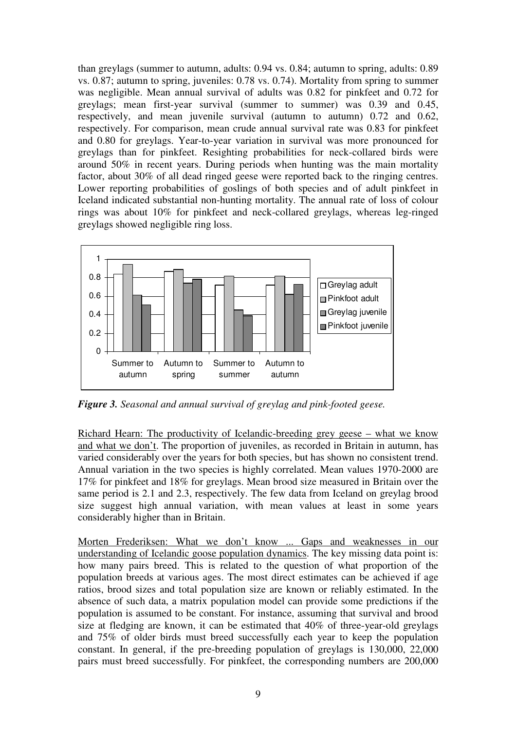than greylags (summer to autumn, adults: 0.94 vs. 0.84; autumn to spring, adults: 0.89 vs. 0.87; autumn to spring, juveniles: 0.78 vs. 0.74). Mortality from spring to summer was negligible. Mean annual survival of adults was 0.82 for pinkfeet and 0.72 for greylags; mean first-year survival (summer to summer) was 0.39 and 0.45, respectively, and mean juvenile survival (autumn to autumn) 0.72 and 0.62, respectively. For comparison, mean crude annual survival rate was 0.83 for pinkfeet and 0.80 for greylags. Year-to-year variation in survival was more pronounced for greylags than for pinkfeet. Resighting probabilities for neck-collared birds were around 50% in recent years. During periods when hunting was the main mortality factor, about 30% of all dead ringed geese were reported back to the ringing centres. Lower reporting probabilities of goslings of both species and of adult pinkfeet in Iceland indicated substantial non-hunting mortality. The annual rate of loss of colour rings was about 10% for pinkfeet and neck-collared greylags, whereas leg-ringed greylags showed negligible ring loss.

***Figure 3.*** *Seasonal and annual survival of greylag and pink-footed geese.*

<u>Richard Hearn: The productivity of Icelandic-breeding grey geese – what we know and what we don't</u>. The proportion of juveniles, as recorded in Britain in autumn, has varied considerably over the years for both species, but has shown no consistent trend. Annual variation in the two species is highly correlated. Mean values 1970-2000 are 17% for pinkfeet and 18% for greylags. Mean brood size measured in Britain over the same period is 2.1 and 2.3, respectively. The few data from Iceland on greylag brood size suggest high annual variation, with mean values at least in some years considerably higher than in Britain.

<u>Morten Frederiksen: What we don't know ... Gaps and weaknesses in our understanding of Icelandic goose population dynamics</u>. The key missing data point is: how many pairs breed. This is related to the question of what proportion of the population breeds at various ages. The most direct estimates can be achieved if age ratios, brood sizes and total population size are known or reliably estimated. In the absence of such data, a matrix population model can provide some predictions if the population is assumed to be constant. For instance, assuming that survival and brood size at fledging are known, it can be estimated that 40% of three-year-old greylags and 75% of older birds must breed successfully each year to keep the population constant. In general, if the pre-breeding population of greylags is 130,000, 22,000 pairs must breed successfully. For pinkfeet, the corresponding numbers are 200,000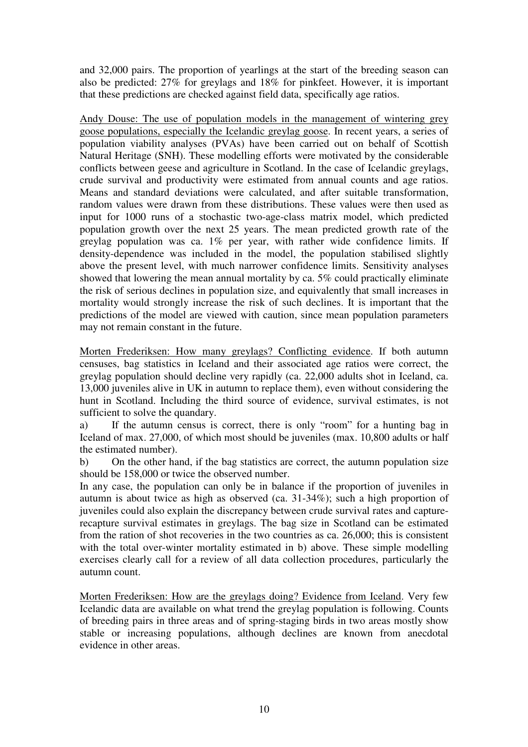and 32,000 pairs. The proportion of yearlings at the start of the breeding season can also be predicted: 27% for greylags and 18% for pinkfeet. However, it is important that these predictions are checked against field data, specifically age ratios.

<u>Andy Douse: The use of population models in the management of wintering grey goose populations, especially the Icelandic greylag goose</u>. In recent years, a series of population viability analyses (PVAs) have been carried out on behalf of Scottish Natural Heritage (SNH). These modelling efforts were motivated by the considerable conflicts between geese and agriculture in Scotland. In the case of Icelandic greylags, crude survival and productivity were estimated from annual counts and age ratios. Means and standard deviations were calculated, and after suitable transformation, random values were drawn from these distributions. These values were then used as input for 1000 runs of a stochastic two-age-class matrix model, which predicted population growth over the next 25 years. The mean predicted growth rate of the greylag population was ca. 1% per year, with rather wide confidence limits. If density-dependence was included in the model, the population stabilised slightly above the present level, with much narrower confidence limits. Sensitivity analyses showed that lowering the mean annual mortality by ca. 5% could practically eliminate the risk of serious declines in population size, and equivalently that small increases in mortality would strongly increase the risk of such declines. It is important that the predictions of the model are viewed with caution, since mean population parameters may not remain constant in the future.

<u>Morten Frederiksen: How many greylags? Conflicting evidence</u>. If both autumn censuses, bag statistics in Iceland and their associated age ratios were correct, the greylag population should decline very rapidly (ca. 22,000 adults shot in Iceland, ca. 13,000 juveniles alive in UK in autumn to replace them), even without considering the hunt in Scotland. Including the third source of evidence, survival estimates, is not sufficient to solve the quandary.

a) If the autumn census is correct, there is only "room" for a hunting bag in Iceland of max. 27,000, of which most should be juveniles (max. 10,800 adults or half the estimated number).

b) On the other hand, if the bag statistics are correct, the autumn population size should be 158,000 or twice the observed number.

In any case, the population can only be in balance if the proportion of juveniles in autumn is about twice as high as observed (ca. 31-34%); such a high proportion of juveniles could also explain the discrepancy between crude survival rates and capture-recapture survival estimates in greylags. The bag size in Scotland can be estimated from the ration of shot recoveries in the two countries as ca. 26,000; this is consistent with the total over-winter mortality estimated in b) above. These simple modelling exercises clearly call for a review of all data collection procedures, particularly the autumn count.

<u>Morten Frederiksen: How are the greylags doing? Evidence from Iceland</u>. Very few Icelandic data are available on what trend the greylag population is following. Counts of breeding pairs in three areas and of spring-staging birds in two areas mostly show stable or increasing populations, although declines are known from anecdotal evidence in other areas.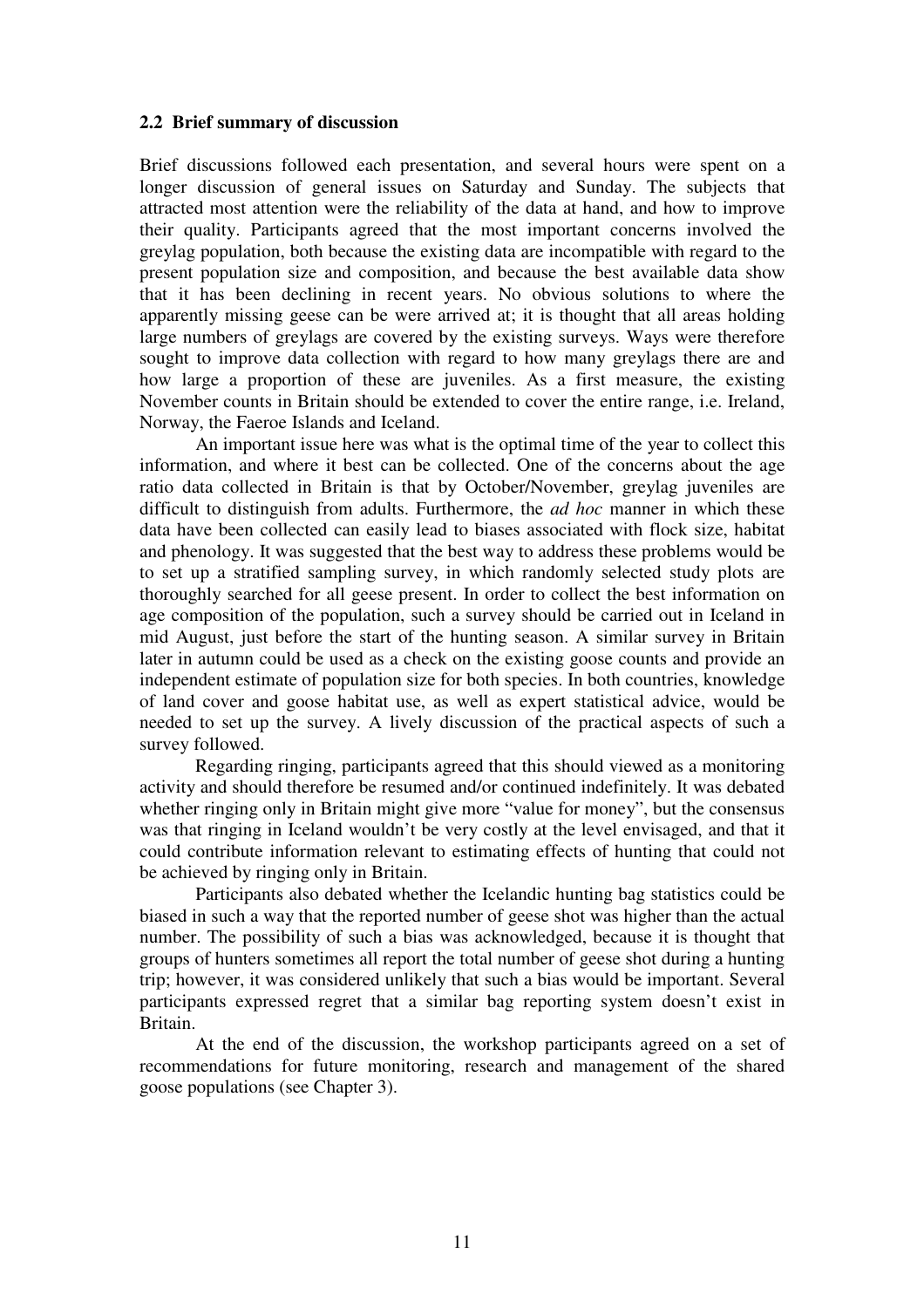### 2.2 Brief summary of discussion

Brief discussions followed each presentation, and several hours were spent on a longer discussion of general issues on Saturday and Sunday. The subjects that attracted most attention were the reliability of the data at hand, and how to improve their quality. Participants agreed that the most important concerns involved the greylag population, both because the existing data are incompatible with regard to the present population size and composition, and because the best available data show that it has been declining in recent years. No obvious solutions to where the apparently missing geese can be were arrived at; it is thought that all areas holding large numbers of greylags are covered by the existing surveys. Ways were therefore sought to improve data collection with regard to how many greylags there are and how large a proportion of these are juveniles. As a first measure, the existing November counts in Britain should be extended to cover the entire range, i.e. Ireland, Norway, the Faeroe Islands and Iceland.

An important issue here was what is the optimal time of the year to collect this information, and where it best can be collected. One of the concerns about the age ratio data collected in Britain is that by October/November, greylag juveniles are difficult to distinguish from adults. Furthermore, the *ad hoc* manner in which these data have been collected can easily lead to biases associated with flock size, habitat and phenology. It was suggested that the best way to address these problems would be to set up a stratified sampling survey, in which randomly selected study plots are thoroughly searched for all geese present. In order to collect the best information on age composition of the population, such a survey should be carried out in Iceland in mid August, just before the start of the hunting season. A similar survey in Britain later in autumn could be used as a check on the existing goose counts and provide an independent estimate of population size for both species. In both countries, knowledge of land cover and goose habitat use, as well as expert statistical advice, would be needed to set up the survey. A lively discussion of the practical aspects of such a survey followed.

Regarding ringing, participants agreed that this should viewed as a monitoring activity and should therefore be resumed and/or continued indefinitely. It was debated whether ringing only in Britain might give more "value for money", but the consensus was that ringing in Iceland wouldn't be very costly at the level envisaged, and that it could contribute information relevant to estimating effects of hunting that could not be achieved by ringing only in Britain.

Participants also debated whether the Icelandic hunting bag statistics could be biased in such a way that the reported number of geese shot was higher than the actual number. The possibility of such a bias was acknowledged, because it is thought that groups of hunters sometimes all report the total number of geese shot during a hunting trip; however, it was considered unlikely that such a bias would be important. Several participants expressed regret that a similar bag reporting system doesn't exist in Britain.

At the end of the discussion, the workshop participants agreed on a set of recommendations for future monitoring, research and management of the shared goose populations (see Chapter 3).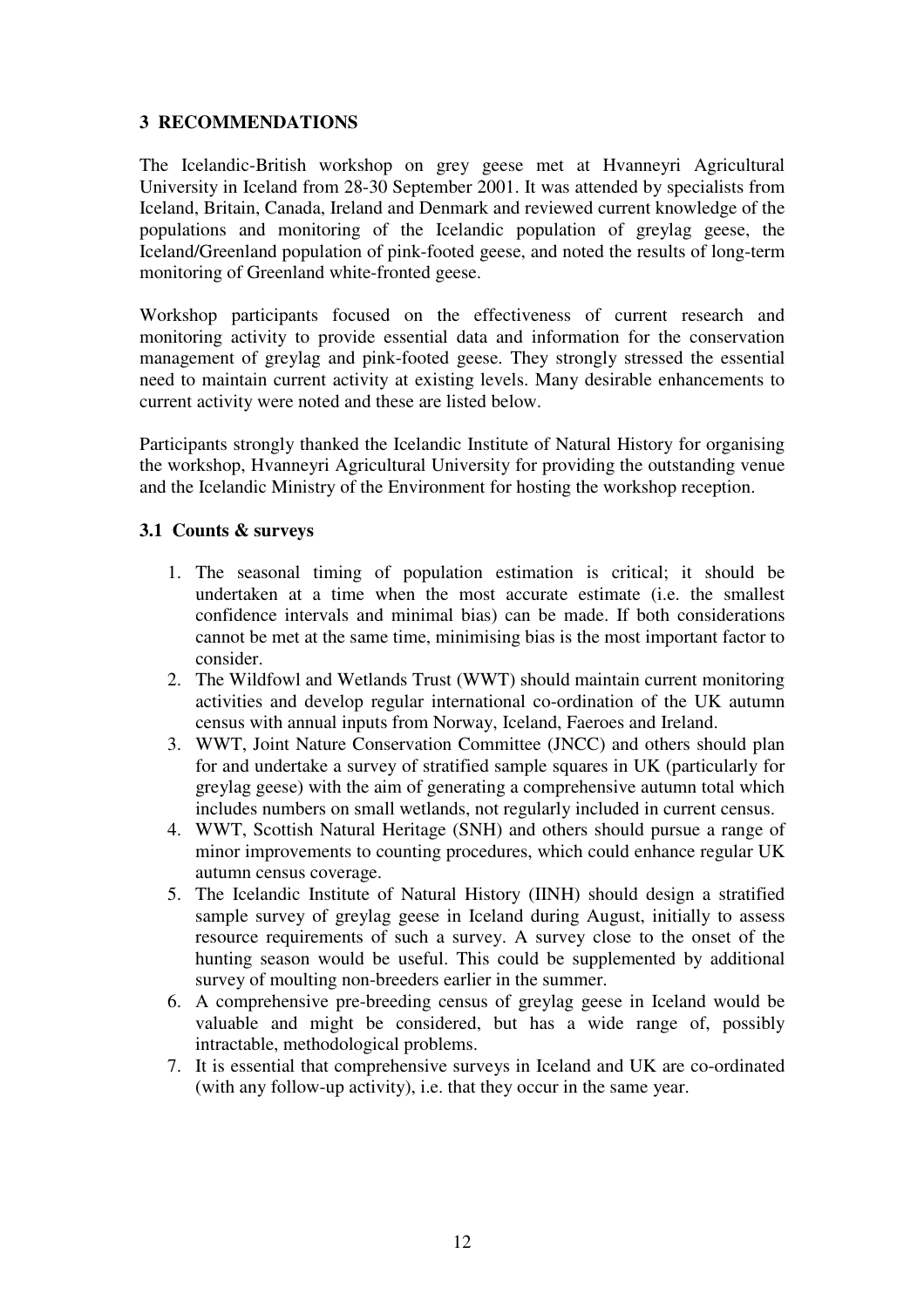## 3 RECOMMENDATIONS

The Icelandic-British workshop on grey geese met at Hvanneyri Agricultural University in Iceland from 28-30 September 2001. It was attended by specialists from Iceland, Britain, Canada, Ireland and Denmark and reviewed current knowledge of the populations and monitoring of the Icelandic population of greylag geese, the Iceland/Greenland population of pink-footed geese, and noted the results of long-term monitoring of Greenland white-fronted geese.

Workshop participants focused on the effectiveness of current research and monitoring activity to provide essential data and information for the conservation management of greylag and pink-footed geese. They strongly stressed the essential need to maintain current activity at existing levels. Many desirable enhancements to current activity were noted and these are listed below.

Participants strongly thanked the Icelandic Institute of Natural History for organising the workshop, Hvanneyri Agricultural University for providing the outstanding venue and the Icelandic Ministry of the Environment for hosting the workshop reception.

### 3.1 Counts & surveys

1. The seasonal timing of population estimation is critical; it should be undertaken at a time when the most accurate estimate (i.e. the smallest confidence intervals and minimal bias) can be made. If both considerations cannot be met at the same time, minimising bias is the most important factor to consider.
2. The Wildfowl and Wetlands Trust (WWT) should maintain current monitoring activities and develop regular international co-ordination of the UK autumn census with annual inputs from Norway, Iceland, Faeroes and Ireland.
3. WWT, Joint Nature Conservation Committee (JNCC) and others should plan for and undertake a survey of stratified sample squares in UK (particularly for greylag geese) with the aim of generating a comprehensive autumn total which includes numbers on small wetlands, not regularly included in current census.
4. WWT, Scottish Natural Heritage (SNH) and others should pursue a range of minor improvements to counting procedures, which could enhance regular UK autumn census coverage.
5. The Icelandic Institute of Natural History (IINH) should design a stratified sample survey of greylag geese in Iceland during August, initially to assess resource requirements of such a survey. A survey close to the onset of the hunting season would be useful. This could be supplemented by additional survey of moulting non-breeders earlier in the summer.
6. A comprehensive pre-breeding census of greylag geese in Iceland would be valuable and might be considered, but has a wide range of, possibly intractable, methodological problems.
7. It is essential that comprehensive surveys in Iceland and UK are co-ordinated (with any follow-up activity), i.e. that they occur in the same year.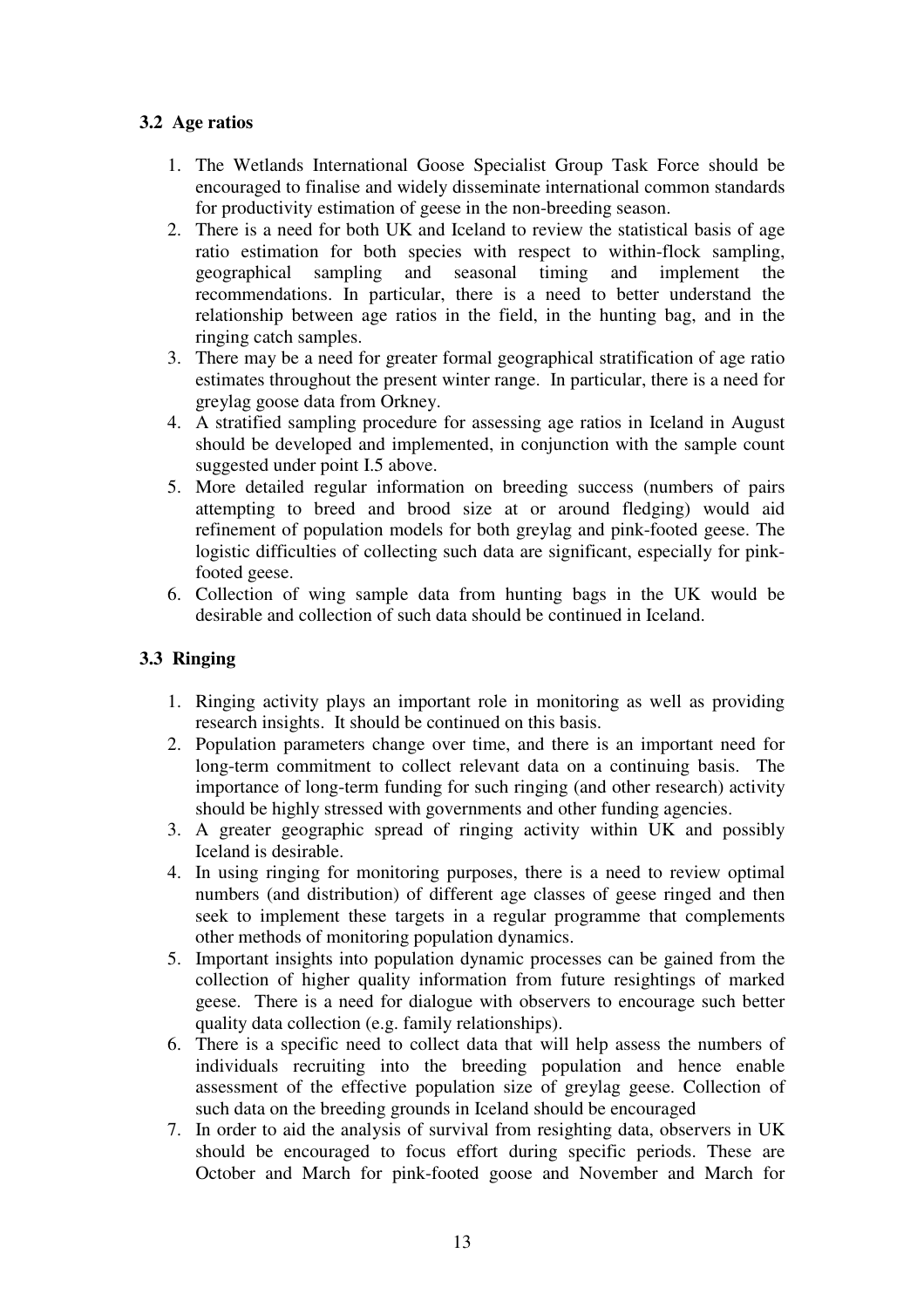### 3.2 Age ratios

1. The Wetlands International Goose Specialist Group Task Force should be encouraged to finalise and widely disseminate international common standards for productivity estimation of geese in the non-breeding season.
2. There is a need for both UK and Iceland to review the statistical basis of age ratio estimation for both species with respect to within-flock sampling, geographical sampling and seasonal timing and implement the recommendations. In particular, there is a need to better understand the relationship between age ratios in the field, in the hunting bag, and in the ringing catch samples.
3. There may be a need for greater formal geographical stratification of age ratio estimates throughout the present winter range. In particular, there is a need for greylag goose data from Orkney.
4. A stratified sampling procedure for assessing age ratios in Iceland in August should be developed and implemented, in conjunction with the sample count suggested under point I.5 above.
5. More detailed regular information on breeding success (numbers of pairs attempting to breed and brood size at or around fledging) would aid refinement of population models for both greylag and pink-footed geese. The logistic difficulties of collecting such data are significant, especially for pink-footed geese.
6. Collection of wing sample data from hunting bags in the UK would be desirable and collection of such data should be continued in Iceland.

### 3.3 Ringing

1. Ringing activity plays an important role in monitoring as well as providing research insights. It should be continued on this basis.
2. Population parameters change over time, and there is an important need for long-term commitment to collect relevant data on a continuing basis. The importance of long-term funding for such ringing (and other research) activity should be highly stressed with governments and other funding agencies.
3. A greater geographic spread of ringing activity within UK and possibly Iceland is desirable.
4. In using ringing for monitoring purposes, there is a need to review optimal numbers (and distribution) of different age classes of geese ringed and then seek to implement these targets in a regular programme that complements other methods of monitoring population dynamics.
5. Important insights into population dynamic processes can be gained from the collection of higher quality information from future resightings of marked geese. There is a need for dialogue with observers to encourage such better quality data collection (e.g. family relationships).
6. There is a specific need to collect data that will help assess the numbers of individuals recruiting into the breeding population and hence enable assessment of the effective population size of greylag geese. Collection of such data on the breeding grounds in Iceland should be encouraged
7. In order to aid the analysis of survival from resighting data, observers in UK should be encouraged to focus effort during specific periods. These are October and March for pink-footed goose and November and March for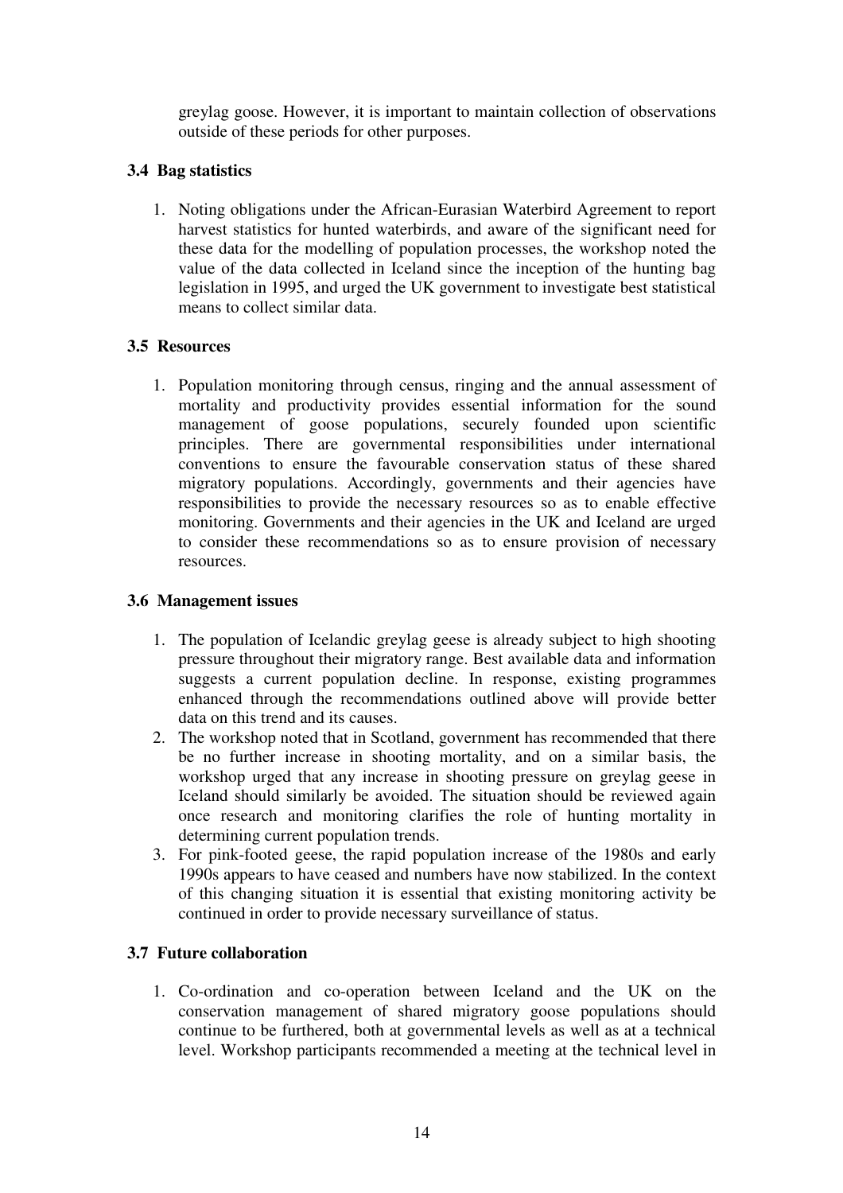greylag goose. However, it is important to maintain collection of observations outside of these periods for other purposes.

### 3.4 Bag statistics

1. Noting obligations under the African-Eurasian Waterbird Agreement to report harvest statistics for hunted waterbirds, and aware of the significant need for these data for the modelling of population processes, the workshop noted the value of the data collected in Iceland since the inception of the hunting bag legislation in 1995, and urged the UK government to investigate best statistical means to collect similar data.

### 3.5 Resources

1. Population monitoring through census, ringing and the annual assessment of mortality and productivity provides essential information for the sound management of goose populations, securely founded upon scientific principles. There are governmental responsibilities under international conventions to ensure the favourable conservation status of these shared migratory populations. Accordingly, governments and their agencies have responsibilities to provide the necessary resources so as to enable effective monitoring. Governments and their agencies in the UK and Iceland are urged to consider these recommendations so as to ensure provision of necessary resources.

### 3.6 Management issues

1. The population of Icelandic greylag geese is already subject to high shooting pressure throughout their migratory range. Best available data and information suggests a current population decline. In response, existing programmes enhanced through the recommendations outlined above will provide better data on this trend and its causes.
2. The workshop noted that in Scotland, government has recommended that there be no further increase in shooting mortality, and on a similar basis, the workshop urged that any increase in shooting pressure on greylag geese in Iceland should similarly be avoided. The situation should be reviewed again once research and monitoring clarifies the role of hunting mortality in determining current population trends.
3. For pink-footed geese, the rapid population increase of the 1980s and early 1990s appears to have ceased and numbers have now stabilized. In the context of this changing situation it is essential that existing monitoring activity be continued in order to provide necessary surveillance of status.

### 3.7 Future collaboration

1. Co-ordination and co-operation between Iceland and the UK on the conservation management of shared migratory goose populations should continue to be furthered, both at governmental levels as well as at a technical level. Workshop participants recommended a meeting at the technical level in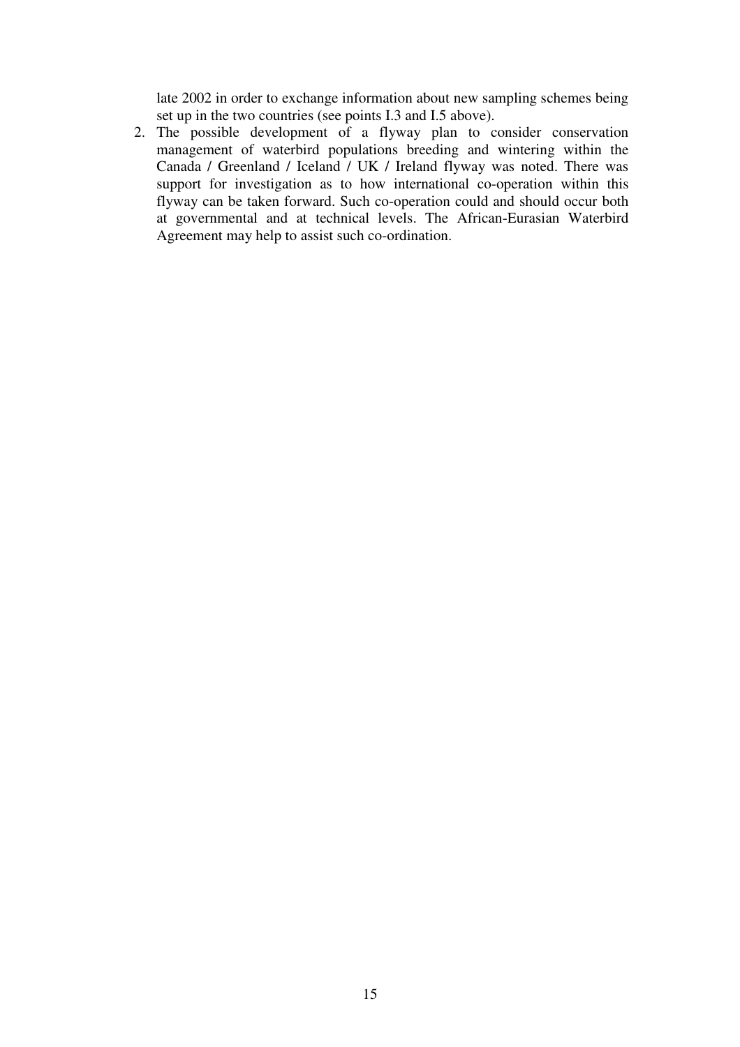late 2002 in order to exchange information about new sampling schemes being set up in the two countries (see points I.3 and I.5 above).

2. The possible development of a flyway plan to consider conservation management of waterbird populations breeding and wintering within the Canada / Greenland / Iceland / UK / Ireland flyway was noted. There was support for investigation as to how international co-operation within this flyway can be taken forward. Such co-operation could and should occur both at governmental and at technical levels. The African-Eurasian Waterbird Agreement may help to assist such co-ordination.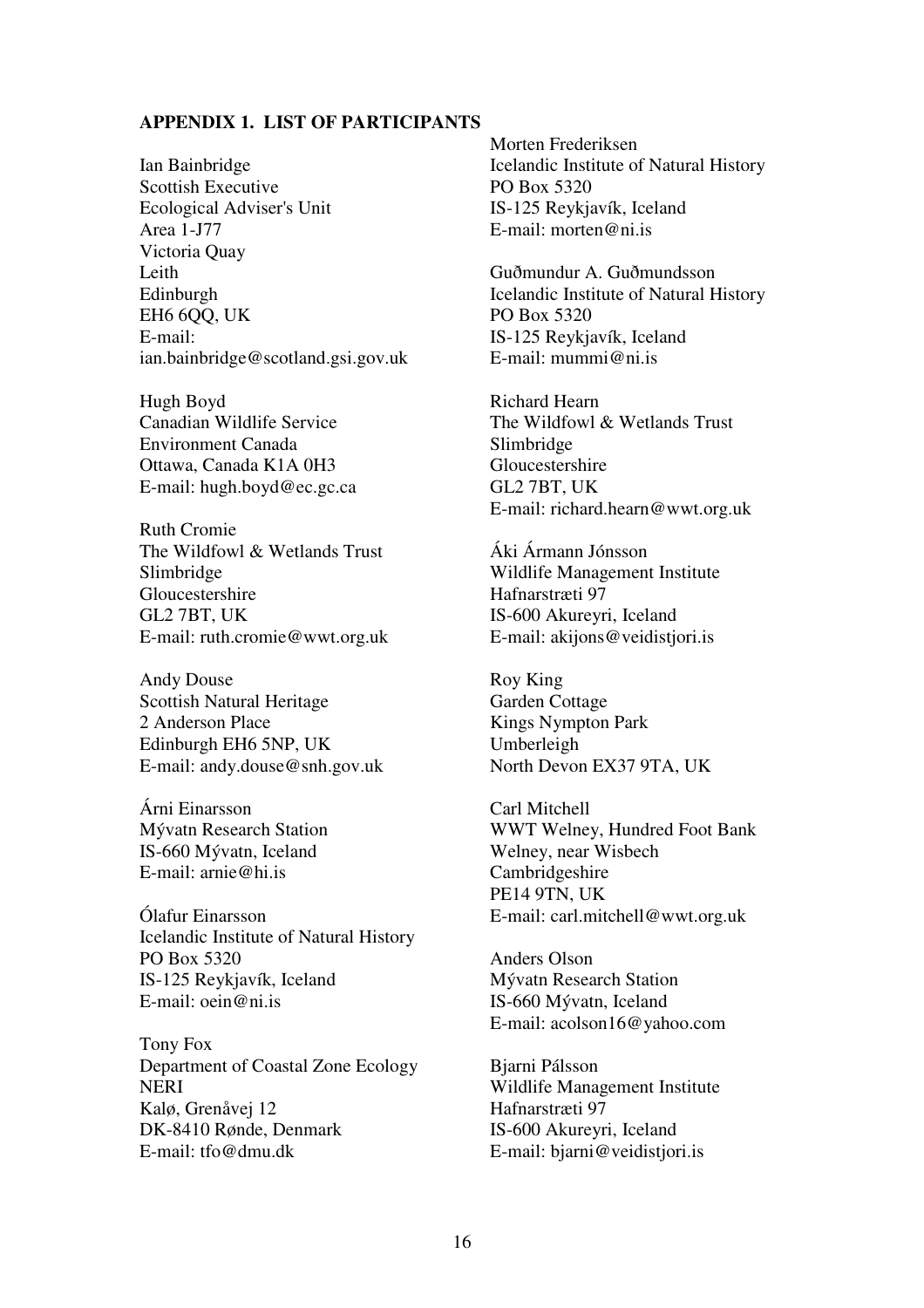**APPENDIX 1. LIST OF PARTICIPANTS**

Ian Bainbridge
Scottish Executive
Ecological Adviser's Unit
Area 1-J77
Victoria Quay
Leith
Edinburgh
EH6 6QQ, UK
E-mail:
ian.bainbridge@scotland.gsi.gov.uk

Hugh Boyd
Canadian Wildlife Service
Environment Canada
Ottawa, Canada K1A 0H3
E-mail: hugh.boyd@ec.gc.ca

Ruth Cromie
The Wildfowl & Wetlands Trust
Slimbridge
Gloucestershire
GL2 7BT, UK
E-mail: ruth.cromie@wwt.org.uk

Andy Douse
Scottish Natural Heritage
2 Anderson Place
Edinburgh EH6 5NP, UK
E-mail: andy.douse@snh.gov.uk

Árni Einarsson
Mývatn Research Station
IS-660 Mývatn, Iceland
E-mail: arnie@hi.is

Ólafur Einarsson
Icelandic Institute of Natural History
PO Box 5320
IS-125 Reykjavík, Iceland
E-mail: oein@ni.is

Tony Fox
Department of Coastal Zone Ecology
NERI
Kalø, Grenåvej 12
DK-8410 Rønde, Denmark
E-mail: tfo@dmu.dk

Morten Frederiksen
Icelandic Institute of Natural History
PO Box 5320
IS-125 Reykjavík, Iceland
E-mail: morten@ni.is

Guðmundur A. Guðmundsson
Icelandic Institute of Natural History
PO Box 5320
IS-125 Reykjavík, Iceland
E-mail: mummi@ni.is

Richard Hearn
The Wildfowl & Wetlands Trust
Slimbridge
Gloucestershire
GL2 7BT, UK
E-mail: richard.hearn@wwt.org.uk

Áki Ármann Jónsson
Wildlife Management Institute
Hafnarstræti 97
IS-600 Akureyri, Iceland
E-mail: akijons@veidistjori.is

Roy King
Garden Cottage
Kings Nympton Park
Umberleigh
North Devon EX37 9TA, UK

Carl Mitchell
WWT Welney, Hundred Foot Bank
Welney, near Wisbech
Cambridgeshire
PE14 9TN, UK
E-mail: carl.mitchell@wwt.org.uk

Anders Olson
Mývatn Research Station
IS-660 Mývatn, Iceland
E-mail: acolson16@yahoo.com

Bjarni Pálsson
Wildlife Management Institute
Hafnarstræti 97
IS-600 Akureyri, Iceland
E-mail: bjarni@veidistjori.is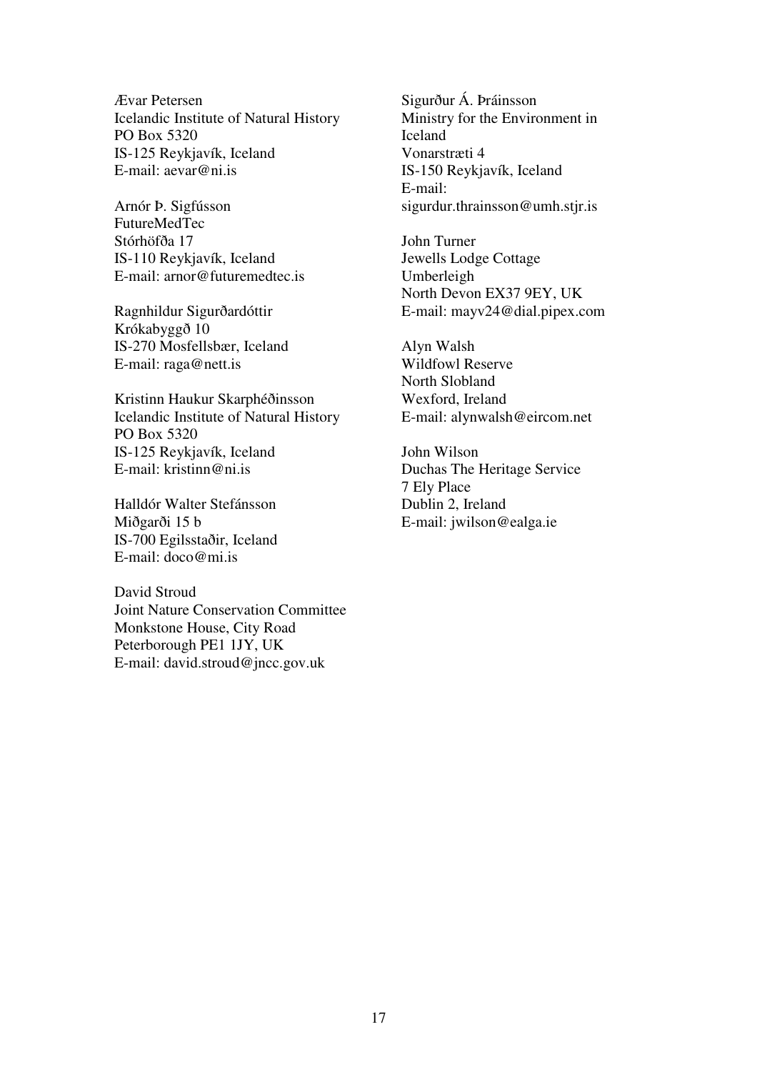Ævar Petersen
Icelandic Institute of Natural History
PO Box 5320
IS-125 Reykjavík, Iceland
E-mail: aevar@ni.is

Arnór Þ. Sigfússon
FutureMedTec
Stórhöfða 17
IS-110 Reykjavík, Iceland
E-mail: arnor@futuremedtec.is

Ragnhildur Sigurðardóttir
Krókabyggð 10
IS-270 Mosfellsbær, Iceland
E-mail: raga@nett.is

Kristinn Haukur Skarphéðinsson
Icelandic Institute of Natural History
PO Box 5320
IS-125 Reykjavík, Iceland
E-mail: kristinn@ni.is

Halldór Walter Stefánsson
Miðgarði 15 b
IS-700 Egilsstaðir, Iceland
E-mail: doco@mi.is

David Stroud
Joint Nature Conservation Committee
Monkstone House, City Road
Peterborough PE1 1JY, UK
E-mail: david.stroud@jncc.gov.uk

Sigurður Á. Þráinsson
Ministry for the Environment in Iceland
Vonarstræti 4
IS-150 Reykjavík, Iceland
E-mail:
sigurdur.thrainsson@umh.stjr.is

John Turner
Jewells Lodge Cottage
Umberleigh
North Devon EX37 9EY, UK
E-mail: mayv24@dial.pipex.com

Alyn Walsh
Wildfowl Reserve
North Slobland
Wexford, Ireland
E-mail: alynwalsh@eircom.net

John Wilson
Duchas The Heritage Service
7 Ely Place
Dublin 2, Ireland
E-mail: jwilson@ealga.ie